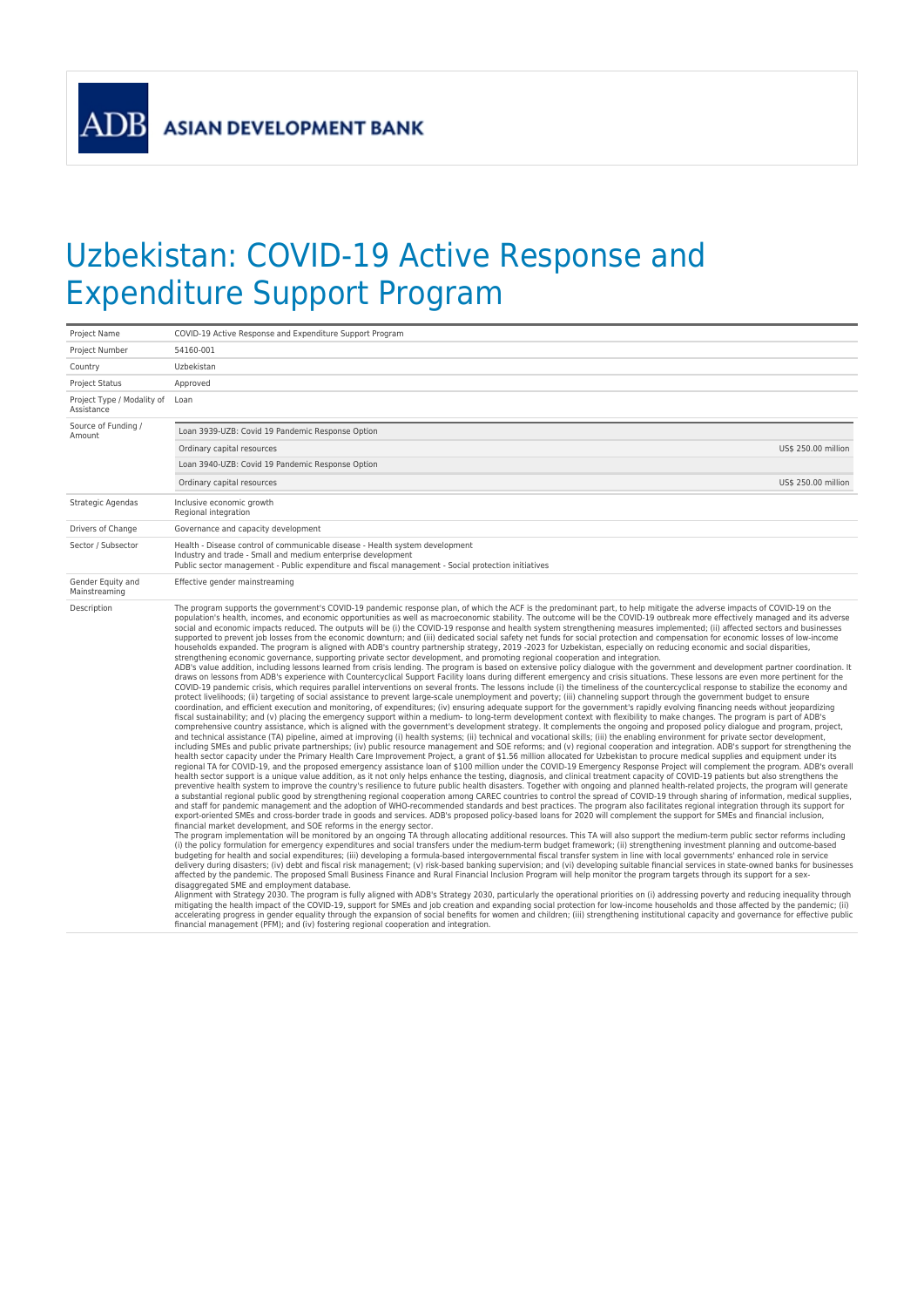ADB ASIAN DEVELOPMENT BANK

# Uzbekistan: COVID-19 Active Response and Expenditure Support Program

| | |
|---|---|
| Project Name | COVID-19 Active Response and Expenditure Support Program |
| Project Number | 54160-001 |
| Country | Uzbekistan |
| Project Status | Approved |
| Project Type / Modality of Assistance | Loan |
| Source of Funding / Amount | Loan 3939-UZB: Covid 19 Pandemic Response Option<br>Ordinary capital resources — US$ 250.00 million<br>Loan 3940-UZB: Covid 19 Pandemic Response Option<br>Ordinary capital resources — US$ 250.00 million |
| Strategic Agendas | Inclusive economic growth<br>Regional integration |
| Drivers of Change | Governance and capacity development |
| Sector / Subsector | Health - Disease control of communicable disease - Health system development<br>Industry and trade - Small and medium enterprise development<br>Public sector management - Public expenditure and fiscal management - Social protection initiatives |
| Gender Equity and Mainstreaming | Effective gender mainstreaming |
| Description | The program supports the government's COVID-19 pandemic response plan, of which the ACF is the predominant part, to help mitigate the adverse impacts of COVID-19 on the population's health, incomes, and economic opportunities as well as macroeconomic stability. The outcome will be the COVID-19 outbreak more effectively managed and its adverse social and economic impacts reduced. The outputs will be (i) the COVID-19 response and health system strengthening measures implemented; (ii) affected sectors and businesses supported to prevent job losses from the economic downturn; and (iii) dedicated social safety net funds for social protection and compensation for economic losses of low-income households expanded. The program is aligned with ADB's country partnership strategy, 2019 -2023 for Uzbekistan, especially on reducing economic and social disparities, strengthening economic governance, supporting private sector development, and promoting regional cooperation and integration.<br>ADB's value addition, including lessons learned from crisis lending. The program is based on extensive policy dialogue with the government and development partner coordination. It draws on lessons from ADB's experience with Countercyclical Support Facility loans during different emergency and crisis situations. These lessons are even more pertinent for the COVID-19 pandemic crisis, which requires parallel interventions on several fronts. The lessons include (i) the timeliness of the countercyclical response to stabilize the economy and protect livelihoods; (ii) targeting of social assistance to prevent large-scale unemployment and poverty; (iii) channeling support through the government budget to ensure coordination, and efficient execution and monitoring, of expenditures; (iv) ensuring adequate support for the government's rapidly evolving financing needs without jeopardizing fiscal sustainability; and (v) placing the emergency support within a medium- to long-term development context with flexibility to make changes. The program is part of ADB's comprehensive country assistance, which is aligned with the government's development strategy. It complements the ongoing and proposed policy dialogue and program, project, and technical assistance (TA) pipeline, aimed at improving (i) health systems; (ii) technical and vocational skills; (iii) the enabling environment for private sector development, including SMEs and public private partnerships; (iv) public resource management and SOE reforms; and (v) regional cooperation and integration. ADB's support for strengthening the health sector capacity under the Primary Health Care Improvement Project, a grant of $1.56 million allocated for Uzbekistan to procure medical supplies and equipment under its regional TA for COVID-19, and the proposed emergency assistance loan of $100 million under the COVID-19 Emergency Response Project will complement the program. ADB's overall health sector support is a unique value addition, as it not only helps enhance the testing, diagnosis, and clinical treatment capacity of COVID-19 patients but also strengthens the preventive health system to improve the country's resilience to future public health disasters. Together with ongoing and planned health-related projects, the program will generate a substantial regional public good by strengthening regional cooperation among CAREC countries to control the spread of COVID-19 through sharing of information, medical supplies, and staff for pandemic management and the adoption of WHO-recommended standards and best practices. The program also facilitates regional integration through its support for export-oriented SMEs and cross-border trade in goods and services. ADB's proposed policy-based loans for 2020 will complement the support for SMEs and financial inclusion, financial market development, and SOE reforms in the energy sector.<br>The program implementation will be monitored by an ongoing TA through allocating additional resources. This TA will also support the medium-term public sector reforms including (i) the policy formulation for emergency expenditures and social transfers under the medium-term budget framework; (ii) strengthening investment planning and outcome-based budgeting for health and social expenditures; (iii) developing a formula-based intergovernmental fiscal transfer system in line with local governments' enhanced role in service delivery during disasters; (iv) debt and fiscal risk management; (v) risk-based banking supervision; and (vi) developing suitable financial services in state-owned banks for businesses affected by the pandemic. The proposed Small Business Finance and Rural Financial Inclusion Program will help monitor the program targets through its support for a sex-disaggregated SME and employment database.<br>Alignment with Strategy 2030. The program is fully aligned with ADB's Strategy 2030, particularly the operational priorities on (i) addressing poverty and reducing inequality through mitigating the health impact of the COVID-19, support for SMEs and job creation and expanding social protection for low-income households and those affected by the pandemic; (ii) accelerating progress in gender equality through the expansion of social benefits for women and children; (iii) strengthening institutional capacity and governance for effective public financial management (PFM); and (iv) fostering regional cooperation and integration. |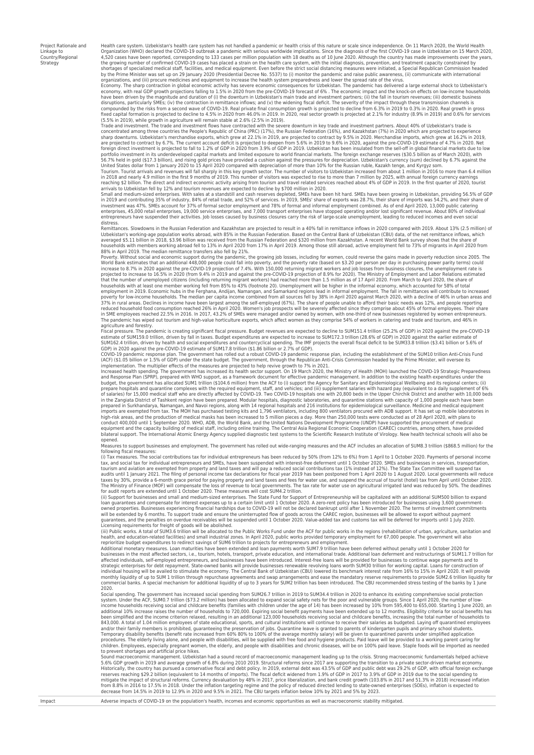| | |
|---|---|
| Project Rationale and Linkage to Country/Regional Strategy | Health care system. Uzbekistan's health care system has not handled a pandemic or health crisis of this nature or scale since independence. On 11 March 2020, the World Health Organization (WHO) declared the COVID-19 outbreak a pandemic with serious worldwide implications. Since the diagnosis of the first COVID-19 case in Uzbekistan on 15 March 2020, 4,520 cases have been reported, corresponding to 133 cases per million population with 18 deaths as of 10 June 2020. Although the country has made improvements over the years, the growing number of confirmed COVID-19 cases has placed a strain on the health care system, with the initial diagnosis, prevention, and treatment capacity constrained by shortages of specialized medical staff, facilities, and medical equipment. Even before the strict social distancing measures were initiated, a Special Republican Commission headed by the Prime Minister was set up on 29 January 2020 (Presidential Decree No. 5537) to (i) monitor the pandemic and raise public awareness, (ii) communicate with international organizations, and (iii) procure medicines and equipment to increase the health system preparedness and lower the spread rate of the virus.<br>Economy. The sharp contraction in global economic activity has severe economic consequences for Uzbekistan. The pandemic has delivered a large external shock to Uzbekistan's economy, with real GDP growth projections falling to 1.5% in 2020 from the pre-COVID-19 forecast of 6%. The economic impact and the knock-on effects on low-income households have been driven by the magnitude and duration of (i) the downturn in Uzbekistan's main trade and investment partners; (ii) the fall in tourism revenues; (iii) domestic business disruptions, particularly SMEs; (iv) the contraction in remittance inflows; and (v) the widening fiscal deficit. The severity of the impact through these transmission channels is compounded by the risks from a second wave of COVID-19. Real private final consumption growth is projected to decline from 6.3% in 2019 to 0.3% in 2020. Real growth in gross fixed capital formation is projected to decline to 4.5% in 2020 from 46.0% in 2019. In 2020, real sector growth is projected at 2.1% for industry (8.9% in 2019) and 0.6% for services (5.5% in 2019), while growth in agriculture will remain stable at 2.6% (2.5% in 2019).<br>Trade and investment. The trade and investment flows have contracted with the severe downturn in key trade and investment partners. About 40% of Uzbekistan's trade is concentrated among three countries the People's Republic of China (PRC) (17%), the Russian Federation (16%), and Kazakhstan (7%) in 2020 which are projected to experience sharp downturns. Uzbekistan's merchandise exports, which grew at 22.1% in 2019, are projected to contract by 9.5% in 2020. Merchandise imports, which grew at 16.2% in 2019, are projected to contract by 6.7%. The current account deficit is projected to deepen from 5.6% in 2019 to 9.6% in 2020, against the pre-COVID-19 estimate of 4.7% in 2020. Net foreign direct investment is projected to fall to 1.2% of GDP in 2020 from 3.9% of GDP in 2019. Uzbekistan has been insulated from the sell-off in global financial markets due to low portfolio investment in its underdeveloped capital markets and limited exposure to world financial markets. The foreign exchange reserves ($30.5 billion as of March 2020), with 56.7% held in gold ($17.3 billion), and rising gold prices have provided a cushion against the pressures for depreciation. Uzbekistan's currency (sum) declined by 6.7% against the United States dollar from 1 January 2020 to 15 April 2020 compared with depreciation of more than 10% for the Russian ruble, Kazakh tenge, and Kyrgyz som.<br>Tourism. Tourist arrivals and revenues will fall sharply in this key growth sector. The number of visitors to Uzbekistan increased from about 1 million in 2016 to more than 6.4 million in 2018 and nearly 4.9 million in the first 9 months of 2019. This number of visitors was expected to rise to more than 7 million by 2025, with annual foreign currency earnings reaching $2 billion. The direct and indirect economic activity arising from tourism and travel related services reached about 4% of GDP in 2019. In the first quarter of 2020, tourist arrivals to Uzbekistan fell by 12% and tourism revenues are expected to decline by $700 million in 2020.<br>Small and medium-sized enterprises. With sales at a standstill and cash reserves depleted, SMEs have been hit hard. SMEs have been growing in Uzbekistan, providing 56.5% of GDP in 2019 and contributing 35% of industry, 84% of retail trade, 52% of services. In 2019, SMEs' share of exports was 28.7%, their share of imports was 54.2%, and their share of investment was 47%. SMEs account for 37% of formal sector employment and 78% of formal and informal employment combined. As of end April 2020, 13,000 public catering enterprises, 45,000 retail enterprises, 19,000 service enterprises, and 7,000 transport enterprises have stopped operating and/or lost significant revenue. About 80% of individual entrepreneurs have suspended their activities. Job losses caused by business closures carry the risk of large-scale unemployment, leading to reduced incomes and even social distress.<br>Remittances. Slowdowns in the Russian Federation and Kazakhstan are projected to result in a 40% fall in remittance inflows in 2020 compared with 2019. About 13% (2.5 million) of Uzbekistan's working-age population works abroad, with 85% in the Russian Federation. Based on the Central Bank of Uzbekistan (CBU) data, of the net remittance inflows, which averaged $5.11 billion in 2018, $3.96 billion was received from the Russian Federation and $320 million from Kazakhstan. A recent World Bank survey shows that the share of households with members working abroad fell to 13% in April 2020 from 17% in April 2019. Among those still abroad, active employment fell to 73% of migrants in April 2020 from 88% in April 2019. The median remittance transfers also fell by 21%.<br>Poverty. Without social and economic support during the pandemic, the growing job losses, including for women, could reverse the gains made in poverty reduction since 2005. The World Bank estimates that an additional 448,000 people could fall into poverty, and the poverty rate (based on $3.20 per person per day in purchasing power parity terms) could increase to 8.7% in 2020 against the pre-COVID-19 projection of 7.4%. With 150,000 returning migrant workers and job losses from business closures, the unemployment rate is projected to increase to 16.5% in 2020 (from 9.4% in 2019 and against the pre-COVID-19 projection of 8.9% for 2020). The Ministry of Employment and Labor Relations estimated that the number of unemployed citizens (including returning migrant workers) had reached more than 1.5 million as of 17 April 2020. From March to April 2020, the share of households with at least one member working fell from 85% to 43% (footnote 20). Unemployment will be higher in the informal economy, which accounted for 58% of total employment in 2019. Economic hubs in the Ferghana, Andijan, Namangan, and Samarkand regions lead in informal employment. The fall in remittances will contribute to increased poverty for low-income households. The median per capita income combined from all sources fell by 38% in April 2020 against March 2020, with a decline of 46% in urban areas and 37% in rural areas. Declines in income have been largest among the self-employed (67%). The share of people unable to afford their basic needs was 12%, and people reporting reduced household food consumption reached 26% in April 2020. Women's job prospects will be severely affected since they comprise about 45% of formal employees. Their share in SME employees reached 22.5% in 2016. In 2017, 43.2% of SMEs were managed and/or owned by women, with one-third of new businesses registered by women entrepreneurs. The pandemic has wiped out tourism and high-value horticulture exports, which affect women as they comprise 54% of workers in catering and trade and tourism, and 46% in agriculture and forestry.<br>Fiscal pressure. The pandemic is creating significant fiscal pressure. Budget revenues are expected to decline to SUM151.4 trillion (25.2% of GDP) in 2020 against the pre-COVID-19 estimate of SUM159.0 trillion, driven by fall in taxes. Budget expenditures are expected to increase to SUM172.3 trillion (28.6% of GDP) in 2020 against the earlier estimate of SUM162.4 trillion, driven by health and social expenditures and countercyclical spending. The IMF projects the overall fiscal deficit to be SUM33.8 trillion ($3.41 billion or 5.6% of GDP) in 2020 against the pre-COVID-19 estimate of SUM17.8 trillion ($1.86 billion or 2.7% of GDP).<br>COVID-19 pandemic response plan. The government has rolled out a robust COVID-19 pandemic response plan, including the establishment of the SUM10 trillion Anti-Crisis Fund (ACF) ($1.05 billion or 1.5% of GDP) under the state budget. The government, through the Republican Anti-Crisis Commission headed by the Prime Minister, will oversee its implementation. The multiplier effects of the measures are projected to help revive growth to 7% in 2021.<br>Increased health spending. The government has increased its health sector support. On 19 March 2020, the Ministry of Health (MOH) launched the COVID-19 Strategic Preparedness and Response Plan (SPRP), prepared with WHO support, as a framework document for effective pandemic management. In addition to the existing health expenditures under the budget, the government has allocated SUM1 trillion ($104.6 million) from the ACF to (i) support the Agency for Sanitary and Epidemiological Wellbeing and its regional centers; (ii) prepare hospitals and quarantine complexes with the required equipment, staff, and vehicles; and (iii) supplement salaries with hazard pay (equivalent to a daily supplement of 6% of salaries) for 15,000 medical staff who are directly affected by COVID-19. Two COVID-19 hospitals one with 20,800 beds in the Upper Chirchik District and another with 10,000 beds in the Zangiata District of Tashkent region have been prepared. Modular hospitals, diagnostic laboratories, and quarantine stations with capacity of 1,000 people each have been prepared in Surkhandarya, Namangan, and Navoi regions, along with 14 regional hospitals and 216 institutions for epidemiological surveillance. Medicine and medical equipment imports are exempted from tax. The MOH has purchased testing kits and 1,796 ventilators, including 800 ventilators procured with ADB support. It has set up mobile laboratories in high-risk areas, and the production of medical masks has been increased to 5 million pieces a day. More than 250,000 tests were conducted as of 28 April 2020, with plans to conduct 400,000 until 1 September 2020. WHO, ADB, the World Bank, and the United Nations Development Programme (UNDP) have supported the procurement of medical equipment and the capacity building of medical staff, including online training. The Central Asia Regional Economic Cooperation (CAREC) countries, among others, have provided bilateral support. The International Atomic Energy Agency supplied diagnostic test systems to the Scientific Research Institute of Virology. New health technical schools will also be opened.<br>Measures to support businesses and employment. The government has rolled out wide-ranging measures and the ACF includes an allocation of SUM8.3 trillion ($868.5 million) for the following fiscal measures:<br>(i) Tax measures. The social contributions tax for individual entrepreneurs has been reduced by 50% (from 12% to 6%) from 1 April to 1 October 2020. Payments of personal income tax, and social tax for individual entrepreneurs and SMEs, have been suspended with interest-free deferment until 1 October 2020. SMEs and businesses in services, transportation, tourism and aviation are exempted from property and land taxes and will pay a reduced social contributions tax (1% instead of 12%). The State Tax Committee will suspend tax audits until 1 January 2021. The filing of personal income tax declarations for fiscal year 2019 has been postponed from 1 April 2020 to 1 August 2020. Local governments will reduce taxes by 30%, provide a 6-month grace period for paying property and land taxes and fees for water use, and suspend the accrual of tourist (hotel) tax from April until October 2020. The Ministry of Finance (MOF) will compensate the loss of revenue to local governments. The tax rate for water use on agricultural irrigated land was reduced by 50%. The deadlines for audit reports are extended until 1 October 2020. These measures will cost SUM4.2 trillion.<br>(ii) Support for businesses and small and medium-sized enterprises. The State Fund for Support of Entrepreneurship will be capitalized with an additional SUM500 billion to expand loan guarantees and compensate for interest expenses up to a certain limit until 1 October 2020. A zero-rent policy has been introduced for businesses using 3,600 government-owned properties. Businesses experiencing financial hardships due to COVID-19 will not be declared bankrupt until after 1 November 2020. The terms of investment commitments will be extended by 6 months. To support trade and ensure the uninterrupted flow of goods across the CAREC region, businesses will be allowed to export without payment guarantees, and the penalties on overdue receivables will be suspended until 1 October 2020. Value-added tax and customs tax will be deferred for imports until 1 July 2020. Licensing requirements for freight of goods will be abolished.<br>(iii) Public works. A total of SUM3.6 trillion will be allocated to the Public Works Fund under the ACF for public works in the regions (rehabilitation of urban, agriculture, sanitation and health, and education-related facilities) and small industrial zones. In April 2020, public works provided temporary employment for 67,000 people. The government will also reprioritize budget expenditures to redirect savings of SUM6 trillion to projects for entrepreneurs and employment.<br>Additional monetary measures. Loan maturities have been extended and loan payments worth SUM7.9 trillion have been deferred without penalty until 1 October 2020 for businesses in the most affected sectors, i.e., tourism, hotels, transport, private education, and international trade. Additional loan deferment and restructurings of SUM11.7 trillion for affected individuals, self-employed entrepreneurs, and businesses have been introduced. Interest-free loans will be provided for businesses to continue wage payments and to strategic enterprises for debt repayment. State-owned banks will provide businesses renewable revolving loans worth SUM30 trillion for working capital. Loans for construction of individual housing will be availed to stimulate the economy. The Central Bank of Uzbekistan (CBU) lowered its benchmark interest rate from 16% to 15% in April 2020. It will provide monthly liquidity of up to SUM 1 trillion through repurchase agreements and swap arrangements and ease the mandatory reserve requirements to provide SUM2.6 trillion liquidity for commercial banks. A special mechanism for additional liquidity of up to 3 years for SUM2 trillion has been introduced. The CBU recommended stress testing of the banks by 1 June 2020.<br>Social spending. The government has increased social spending from SUM26.7 trillion in 2019 to SUM34.4 trillion in 2020 to enhance its existing comprehensive social protection system. Under the ACF, SUM0.7 trillion ($73.2 million) has been allocated to expand social safety nets for the poor and vulnerable groups. Since 1 April 2020, the number of low-income households receiving social and childcare benefits (families with children under the age of 14) has been increased by 10% from 595,400 to 655,000. Starting 1 June 2020, an additional 10% increase raises the number of households to 720,000. Expiring social benefit payments have been extended up to 12 months. Eligibility criteria for social benefits has been simplified and the income criterion relaxed, resulting in an additional 123,000 households receiving social and childcare benefits, increasing the total number of households to 843,000. A total of 1.04 million employees of state educational, sports, and cultural institutions will continue to receive their salaries as budgeted. Laying off quarantined employees and/or their family members is prohibited, guaranteeing the preservation of jobs. Quarantine leave is granted to parents of kindergarten pupils and primary school students. Temporary disability benefits (benefit rate increased from 60% 80% to 100% of the average monthly salary) will be given to quarantined parents under simplified application procedures. The elderly living alone, and people with disabilities, will be supplied with free food and hygiene products. Paid leave will be provided to a working parent caring for children. Employees, especially pregnant women, the elderly, and people with disabilities and chronic diseases, will be on 100% paid leave. Staple foods will be imported as needed to prevent shortages and artificial price hikes.<br>Sound macroeconomic management. Uzbekistan had a sound record of macroeconomic management leading up to the crisis. Strong macroeconomic fundamentals helped achieve 5.6% GDP growth in 2019 and average growth of 6.8% during 2010 2019. Structural reforms since 2017 are supporting the transition to a private sector-driven market economy. Historically, the country has pursued a conservative fiscal and debt policy. In 2019, external debt was 43.5% of GDP and public debt was 29.2% of GDP, with official foreign exchange reserves reaching $29.2 billion (equivalent to 14 months of imports). The fiscal deficit widened from 1.9% of GDP in 2017 to 3.9% of GDP in 2019 due to the social spending to mitigate the impact of structural reforms. Currency devaluation by 48% in 2017, price liberalization, and bank credit growth (103.8% in 2017 and 51.3% in 2018) increased inflation from 8.8% in 2016 to 17.5% in 2018. Under the inflation targeting regime and the policy of reduced directed lending to state-owned enterprises (SOEs), inflation is expected to decrease from 14.5% in 2019 to 12.9% in 2020 and 9.5% in 2021. The CBU targets inflation below 10% by 2021 and 5% by 2023. |
| Impact | Adverse impacts of COVID-19 on the population's health, incomes and economic opportunities as well as macroeconomic stability mitigated. |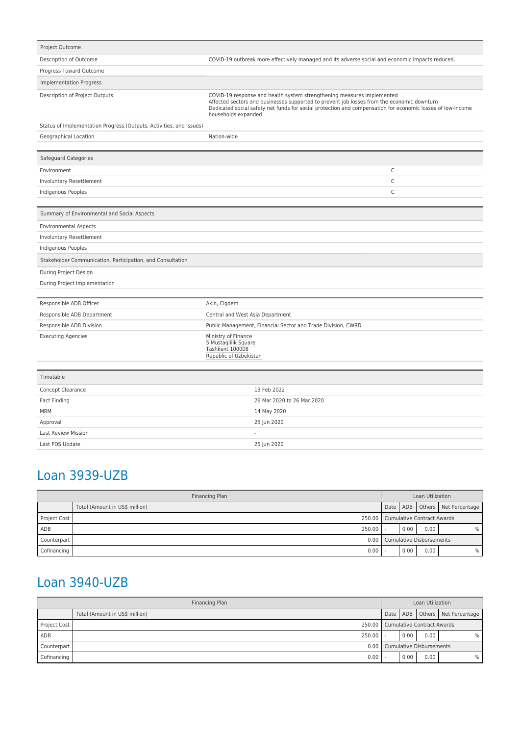| Project Outcome | |
|---|---|
| Description of Outcome | COVID-19 outbreak more effectively managed and its adverse social and economic impacts reduced. |
| Progress Toward Outcome | |
| Implementation Progress | |
| Description of Project Outputs | COVID-19 response and health system strengthening measures implemented<br>Affected sectors and businesses supported to prevent job losses from the economic downturn<br>Dedicated social safety net funds for social protection and compensation for economic losses of low-income households expanded |
| Status of Implementation Progress (Outputs, Activities, and Issues) | |
| Geographical Location | Nation-wide |

| Safeguard Categories | |
|---|---|
| Environment | C |
| Involuntary Resettlement | C |
| Indigenous Peoples | C |

| Summary of Environmental and Social Aspects | |
|---|---|
| Environmental Aspects | |
| Involuntary Resettlement | |
| Indigenous Peoples | |
| Stakeholder Communication, Participation, and Consultation | |
| During Project Design | |
| During Project Implementation | |

| Responsible ADB Officer | Akin, Cigdem |
|---|---|
| Responsible ADB Department | Central and West Asia Department |
| Responsible ADB Division | Public Management, Financial Sector and Trade Division, CWRD |
| Executing Agencies | Ministry of Finance<br>5 Mustaqiliik Square<br>Tashkent 100008<br>Republic of Uzbekistan |

| Timetable | |
|---|---|
| Concept Clearance | 13 Feb 2022 |
| Fact Finding | 26 Mar 2020 to 26 Mar 2020 |
| MRM | 14 May 2020 |
| Approval | 25 Jun 2020 |
| Last Review Mission | - |
| Last PDS Update | 25 Jun 2020 |

## Loan 3939-UZB

| Financing Plan | | Loan Utilization | | | |
|---|---|---|---|---|---|
| | Total (Amount in US$ million) | Date | ADB | Others | Net Percentage |
| Project Cost | 250.00 | Cumulative Contract Awards | | | |
| ADB | 250.00 | - | 0.00 | 0.00 | % |
| Counterpart | 0.00 | Cumulative Disbursements | | | |
| Cofinancing | 0.00 | - | 0.00 | 0.00 | % |

## Loan 3940-UZB

| Financing Plan | | Loan Utilization | | | |
|---|---|---|---|---|---|
| | Total (Amount in US$ million) | Date | ADB | Others | Net Percentage |
| Project Cost | 250.00 | Cumulative Contract Awards | | | |
| ADB | 250.00 | - | 0.00 | 0.00 | % |
| Counterpart | 0.00 | Cumulative Disbursements | | | |
| Cofinancing | 0.00 | - | 0.00 | 0.00 | % |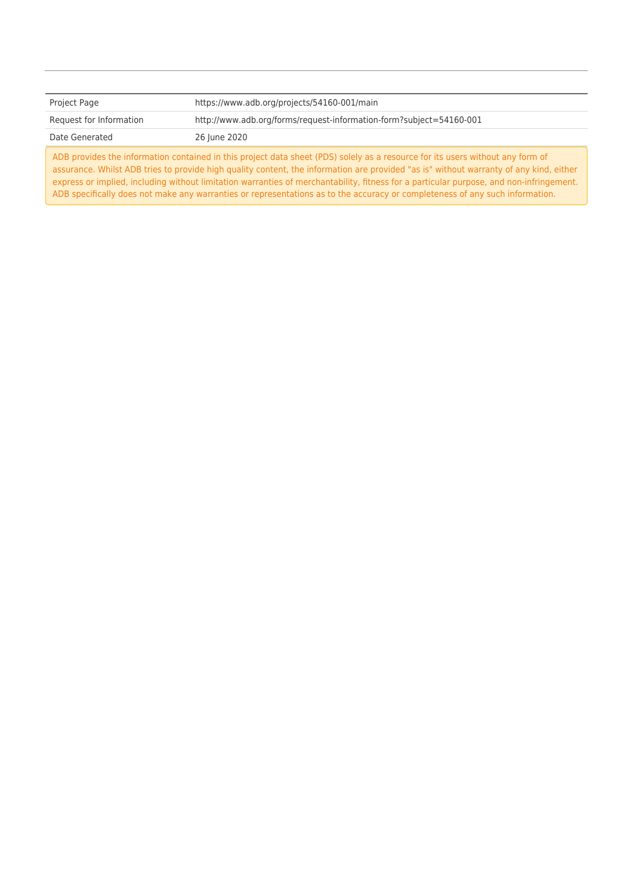| | |
|---|---|
| Project Page | https://www.adb.org/projects/54160-001/main |
| Request for Information | http://www.adb.org/forms/request-information-form?subject=54160-001 |
| Date Generated | 26 June 2020 |

ADB provides the information contained in this project data sheet (PDS) solely as a resource for its users without any form of assurance. Whilst ADB tries to provide high quality content, the information are provided "as is" without warranty of any kind, either express or implied, including without limitation warranties of merchantability, fitness for a particular purpose, and non-infringement. ADB specifically does not make any warranties or representations as to the accuracy or completeness of any such information.